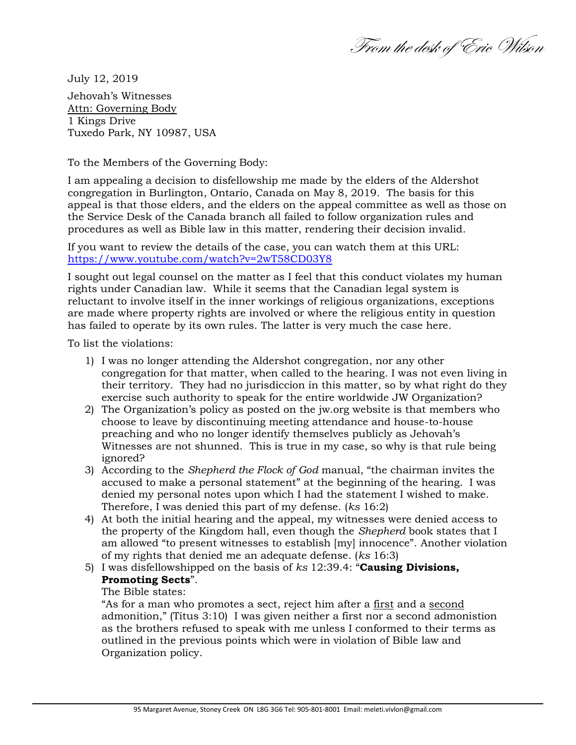*From the desk of Eric Wilson*

July 12, 2019

Jehovah's Witnesses
Attn: Governing Body
1 Kings Drive
Tuxedo Park, NY 10987, USA

To the Members of the Governing Body:

I am appealing a decision to disfellowship me made by the elders of the Aldershot congregation in Burlington, Ontario, Canada on May 8, 2019. The basis for this appeal is that those elders, and the elders on the appeal committee as well as those on the Service Desk of the Canada branch all failed to follow organization rules and procedures as well as Bible law in this matter, rendering their decision invalid.

If you want to review the details of the case, you can watch them at this URL: https://www.youtube.com/watch?v=2wT58CD03Y8

I sought out legal counsel on the matter as I feel that this conduct violates my human rights under Canadian law. While it seems that the Canadian legal system is reluctant to involve itself in the inner workings of religious organizations, exceptions are made where property rights are involved or where the religious entity in question has failed to operate by its own rules. The latter is very much the case here.

To list the violations:

1) I was no longer attending the Aldershot congregation, nor any other congregation for that matter, when called to the hearing. I was not even living in their territory. They had no jurisdiccion in this matter, so by what right do they exercise such authority to speak for the entire worldwide JW Organization?
2) The Organization's policy as posted on the jw.org website is that members who choose to leave by discontinuing meeting attendance and house-to-house preaching and who no longer identify themselves publicly as Jehovah's Witnesses are not shunned. This is true in my case, so why is that rule being ignored?
3) According to the *Shepherd the Flock of God* manual, "the chairman invites the accused to make a personal statement" at the beginning of the hearing. I was denied my personal notes upon which I had the statement I wished to make. Therefore, I was denied this part of my defense. (*ks* 16:2)
4) At both the initial hearing and the appeal, my witnesses were denied access to the property of the Kingdom hall, even though the *Shepherd* book states that I am allowed "to present witnesses to establish [my] innocence". Another violation of my rights that denied me an adequate defense. (*ks* 16:3)
5) I was disfellowshipped on the basis of *ks* 12:39.4: "**Causing Divisions, Promoting Sects**".
   The Bible states:
   "As for a man who promotes a sect, reject him after a first and a second admonition," (Titus 3:10) I was given neither a first nor a second admonistion as the brothers refused to speak with me unless I conformed to their terms as outlined in the previous points which were in violation of Bible law and Organization policy.

95 Margaret Avenue, Stoney Creek ON L8G 3G6 Tel: 905-801-8001 Email: meleti.vivlon@gmail.com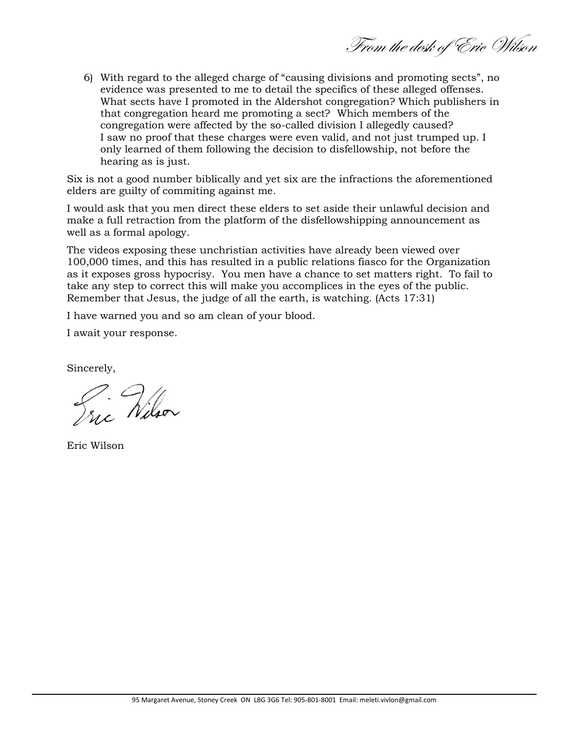6) With regard to the alleged charge of "causing divisions and promoting sects", no evidence was presented to me to detail the specifics of these alleged offenses. What sects have I promoted in the Aldershot congregation? Which publishers in that congregation heard me promoting a sect? Which members of the congregation were affected by the so-called division I allegedly caused? I saw no proof that these charges were even valid, and not just trumped up. I only learned of them following the decision to disfellowship, not before the hearing as is just.

Six is not a good number biblically and yet six are the infractions the aforementioned elders are guilty of commiting against me.

I would ask that you men direct these elders to set aside their unlawful decision and make a full retraction from the platform of the disfellowshipping announcement as well as a formal apology.

The videos exposing these unchristian activities have already been viewed over 100,000 times, and this has resulted in a public relations fiasco for the Organization as it exposes gross hypocrisy. You men have a chance to set matters right. To fail to take any step to correct this will make you accomplices in the eyes of the public. Remember that Jesus, the judge of all the earth, is watching. (Acts 17:31)

I have warned you and so am clean of your blood.

I await your response.

Sincerely,

Eric Wilson

Eric Wilson

95 Margaret Avenue, Stoney Creek ON L8G 3G6 Tel: 905-801-8001 Email: meleti.vivlon@gmail.com